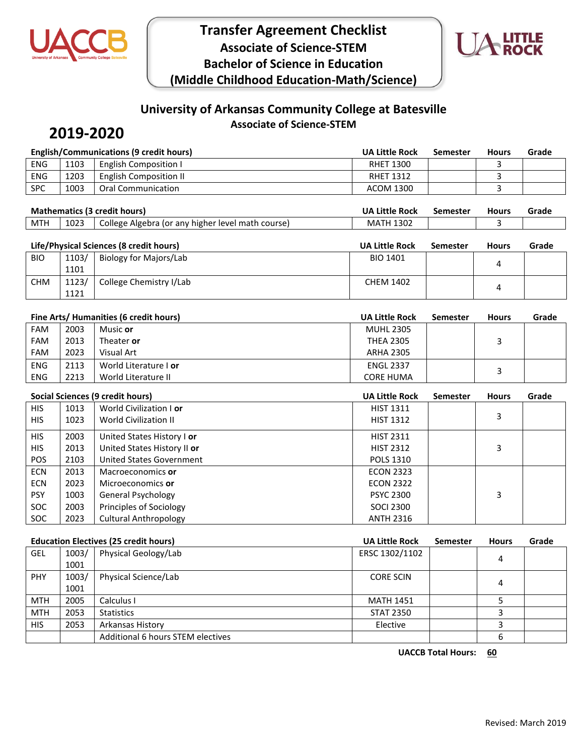# Transfer Agreement Checklist
## Associate of Science-STEM
## Bachelor of Science in Education
## (Middle Childhood Education-Math/Science)

## University of Arkansas Community College at Batesville
### Associate of Science-STEM

# 2019-2020

| English/Communications (9 credit hours) | | | UA Little Rock | Semester | Hours | Grade |
|---|---|---|---|---|---|---|
| ENG | 1103 | English Composition I | RHET 1300 | | 3 | |
| ENG | 1203 | English Composition II | RHET 1312 | | 3 | |
| SPC | 1003 | Oral Communication | ACOM 1300 | | 3 | |

| Mathematics (3 credit hours) | | | UA Little Rock | Semester | Hours | Grade |
|---|---|---|---|---|---|---|
| MTH | 1023 | College Algebra (or any higher level math course) | MATH 1302 | | 3 | |

| Life/Physical Sciences (8 credit hours) | | | UA Little Rock | Semester | Hours | Grade |
|---|---|---|---|---|---|---|
| BIO | 1103/ 1101 | Biology for Majors/Lab | BIO 1401 | | 4 | |
| CHM | 1123/ 1121 | College Chemistry I/Lab | CHEM 1402 | | 4 | |

| Fine Arts/ Humanities (6 credit hours) | | | UA Little Rock | Semester | Hours | Grade |
|---|---|---|---|---|---|---|
| FAM<br>FAM<br>FAM | 2003<br>2013<br>2023 | Music **or**<br>Theater **or**<br>Visual Art | MUHL 2305<br>THEA 2305<br>ARHA 2305 | | 3 | |
| ENG<br>ENG | 2113<br>2213 | World Literature I **or**<br>World Literature II | ENGL 2337<br>CORE HUMA | | 3 | |

| Social Sciences (9 credit hours) | | | UA Little Rock | Semester | Hours | Grade |
|---|---|---|---|---|---|---|
| HIS<br>HIS | 1013<br>1023 | World Civilization I **or**<br>World Civilization II | HIST 1311<br>HIST 1312 | | 3 | |
| HIS<br>HIS<br>POS | 2003<br>2013<br>2103 | United States History I **or**<br>United States History II **or**<br>United States Government | HIST 2311<br>HIST 2312<br>POLS 1310 | | 3 | |
| ECN<br>ECN<br>PSY<br>SOC<br>SOC | 2013<br>2023<br>1003<br>2003<br>2023 | Macroeconomics **or**<br>Microeconomics **or**<br>General Psychology<br>Principles of Sociology<br>Cultural Anthropology | ECON 2323<br>ECON 2322<br>PSYC 2300<br>SOCI 2300<br>ANTH 2316 | | 3 | |

| Education Electives (25 credit hours) | | | UA Little Rock | Semester | Hours | Grade |
|---|---|---|---|---|---|---|
| GEL | 1003/ 1001 | Physical Geology/Lab | ERSC 1302/1102 | | 4 | |
| PHY | 1003/ 1001 | Physical Science/Lab | CORE SCIN | | 4 | |
| MTH | 2005 | Calculus I | MATH 1451 | | 5 | |
| MTH | 2053 | Statistics | STAT 2350 | | 3 | |
| HIS | 2053 | Arkansas History | Elective | | 3 | |
| | | Additional 6 hours STEM electives | | | 6 | |

**UACCB Total Hours:** **60**

Revised: March 2019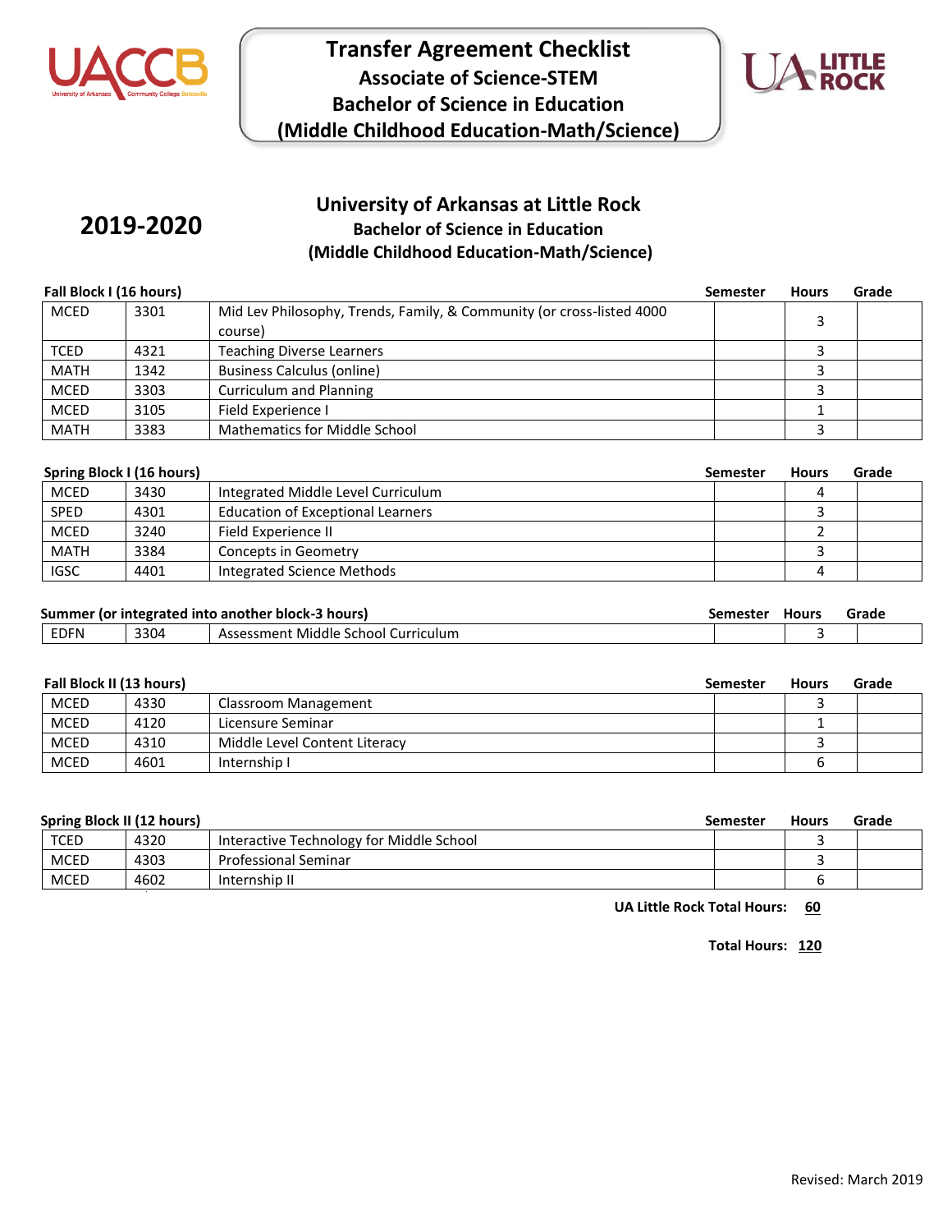# Transfer Agreement Checklist
## Associate of Science-STEM
## Bachelor of Science in Education
## (Middle Childhood Education-Math/Science)

**2019-2020**

## University of Arkansas at Little Rock
### Bachelor of Science in Education
### (Middle Childhood Education-Math/Science)

**Fall Block I (16 hours)**

| | | | Semester | Hours | Grade |
|---|---|---|---|---|---|
| MCED | 3301 | Mid Lev Philosophy, Trends, Family, & Community (or cross-listed 4000 course) | | 3 | |
| TCED | 4321 | Teaching Diverse Learners | | 3 | |
| MATH | 1342 | Business Calculus (online) | | 3 | |
| MCED | 3303 | Curriculum and Planning | | 3 | |
| MCED | 3105 | Field Experience I | | 1 | |
| MATH | 3383 | Mathematics for Middle School | | 3 | |

**Spring Block I (16 hours)**

| | | | Semester | Hours | Grade |
|---|---|---|---|---|---|
| MCED | 3430 | Integrated Middle Level Curriculum | | 4 | |
| SPED | 4301 | Education of Exceptional Learners | | 3 | |
| MCED | 3240 | Field Experience II | | 2 | |
| MATH | 3384 | Concepts in Geometry | | 3 | |
| IGSC | 4401 | Integrated Science Methods | | 4 | |

**Summer (or integrated into another block-3 hours)**

| | | | Semester | Hours | Grade |
|---|---|---|---|---|---|
| EDFN | 3304 | Assessment Middle School Curriculum | | 3 | |

**Fall Block II (13 hours)**

| | | | Semester | Hours | Grade |
|---|---|---|---|---|---|
| MCED | 4330 | Classroom Management | | 3 | |
| MCED | 4120 | Licensure Seminar | | 1 | |
| MCED | 4310 | Middle Level Content Literacy | | 3 | |
| MCED | 4601 | Internship I | | 6 | |

**Spring Block II (12 hours)**

| | | | Semester | Hours | Grade |
|---|---|---|---|---|---|
| TCED | 4320 | Interactive Technology for Middle School | | 3 | |
| MCED | 4303 | Professional Seminar | | 3 | |
| MCED | 4602 | Internship II | | 6 | |

**UA Little Rock Total Hours: 60**

**Total Hours: 120**

Revised: March 2019